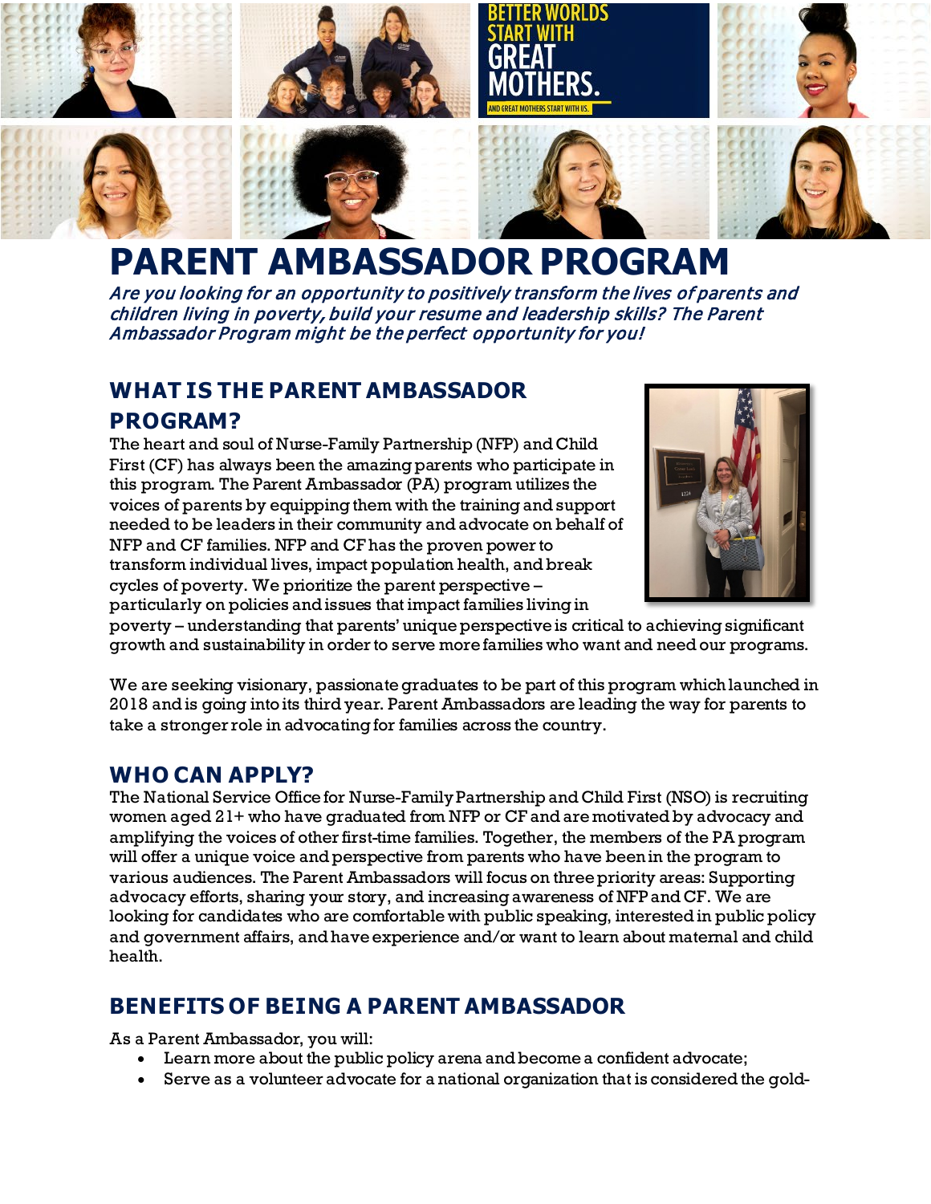BETTER WORLDS START WITH GREAT MOTHERS.

AND GREAT MOTHERS START WITH US.

# PARENT AMBASSADOR PROGRAM

*Are you looking for an opportunity to positively transform the lives of parents and children living in poverty, build your resume and leadership skills? The Parent Ambassador Program might be the perfect opportunity for you!*

## WHAT IS THE PARENT AMBASSADOR PROGRAM?

The heart and soul of Nurse-Family Partnership (NFP) and Child First (CF) has always been the amazing parents who participate in this program. The Parent Ambassador (PA) program utilizes the voices of parents by equipping them with the training and support needed to be leaders in their community and advocate on behalf of NFP and CF families. NFP and CF has the proven power to transform individual lives, impact population health, and break cycles of poverty. We prioritize the parent perspective – particularly on policies and issues that impact families living in poverty – understanding that parents' unique perspective is critical to achieving significant growth and sustainability in order to serve more families who want and need our programs.

We are seeking visionary, passionate graduates to be part of this program which launched in 2018 and is going into its third year. Parent Ambassadors are leading the way for parents to take a stronger role in advocating for families across the country.

## WHO CAN APPLY?

The National Service Office for Nurse-Family Partnership and Child First (NSO) is recruiting women aged 21+ who have graduated from NFP or CF and are motivated by advocacy and amplifying the voices of other first-time families. Together, the members of the PA program will offer a unique voice and perspective from parents who have been in the program to various audiences. The Parent Ambassadors will focus on three priority areas: Supporting advocacy efforts, sharing your story, and increasing awareness of NFP and CF. We are looking for candidates who are comfortable with public speaking, interested in public policy and government affairs, and have experience and/or want to learn about maternal and child health.

## BENEFITS OF BEING A PARENT AMBASSADOR

As a Parent Ambassador, you will:

- Learn more about the public policy arena and become a confident advocate;
- Serve as a volunteer advocate for a national organization that is considered the gold-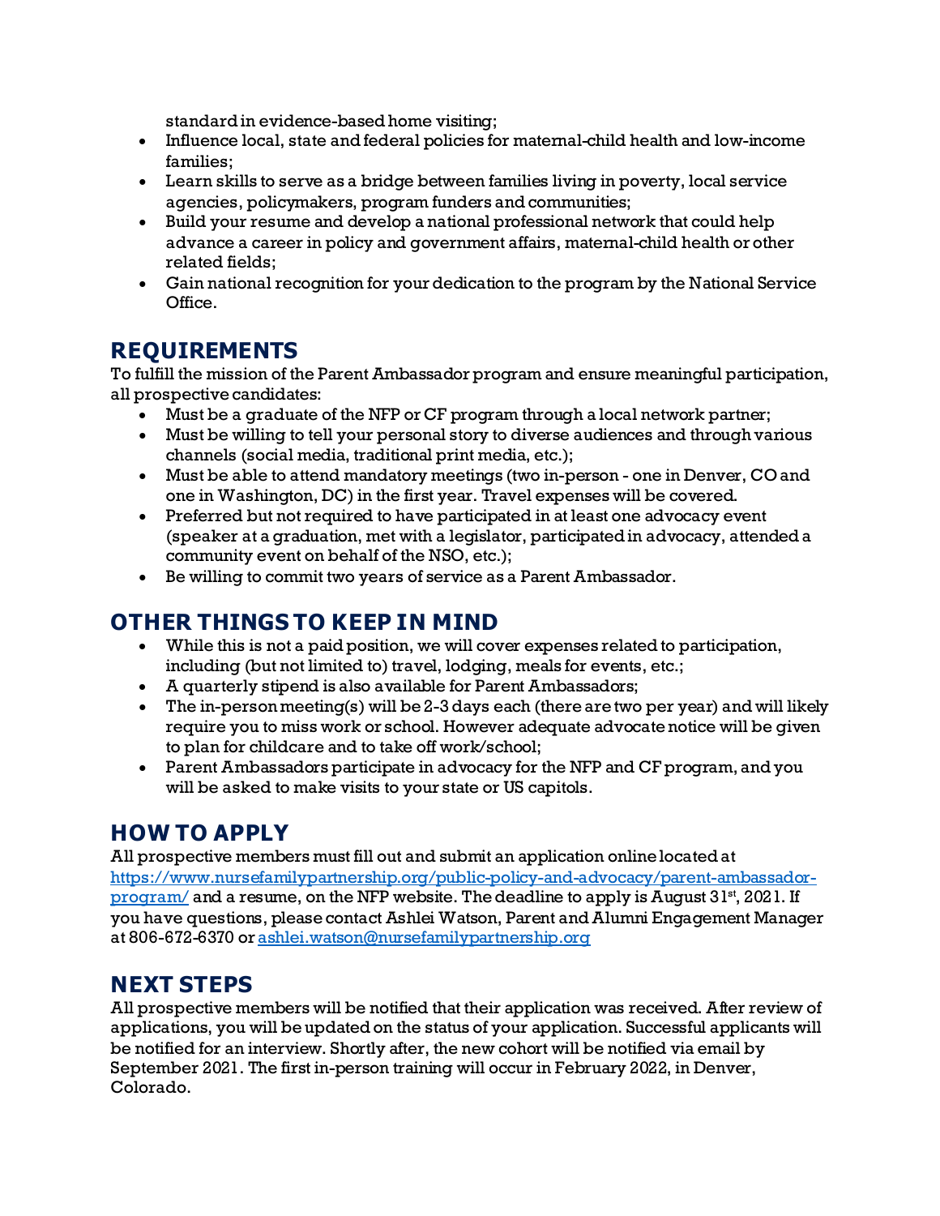standard in evidence-based home visiting;
- Influence local, state and federal policies for maternal-child health and low-income families;
- Learn skills to serve as a bridge between families living in poverty, local service agencies, policymakers, program funders and communities;
- Build your resume and develop a national professional network that could help advance a career in policy and government affairs, maternal-child health or other related fields;
- Gain national recognition for your dedication to the program by the National Service Office.

## REQUIREMENTS

To fulfill the mission of the Parent Ambassador program and ensure meaningful participation, all prospective candidates:

- Must be a graduate of the NFP or CF program through a local network partner;
- Must be willing to tell your personal story to diverse audiences and through various channels (social media, traditional print media, etc.);
- Must be able to attend mandatory meetings (two in-person - one in Denver, CO and one in Washington, DC) in the first year. Travel expenses will be covered.
- Preferred but not required to have participated in at least one advocacy event (speaker at a graduation, met with a legislator, participated in advocacy, attended a community event on behalf of the NSO, etc.);
- Be willing to commit two years of service as a Parent Ambassador.

## OTHER THINGS TO KEEP IN MIND

- While this is not a paid position, we will cover expenses related to participation, including (but not limited to) travel, lodging, meals for events, etc.;
- A quarterly stipend is also available for Parent Ambassadors;
- The in-person meeting(s) will be 2-3 days each (there are two per year) and will likely require you to miss work or school. However adequate advocate notice will be given to plan for childcare and to take off work/school;
- Parent Ambassadors participate in advocacy for the NFP and CF program, and you will be asked to make visits to your state or US capitols.

## HOW TO APPLY

All prospective members must fill out and submit an application online located at [https://www.nursefamilypartnership.org/public-policy-and-advocacy/parent-ambassador-program/](https://www.nursefamilypartnership.org/public-policy-and-advocacy/parent-ambassador-program/) and a resume, on the NFP website. The deadline to apply is August 31st, 2021. If you have questions, please contact Ashlei Watson, Parent and Alumni Engagement Manager at 806-672-6370 or [ashlei.watson@nursefamilypartnership.org](mailto:ashlei.watson@nursefamilypartnership.org)

## NEXT STEPS

All prospective members will be notified that their application was received. After review of applications, you will be updated on the status of your application. Successful applicants will be notified for an interview. Shortly after, the new cohort will be notified via email by September 2021. The first in-person training will occur in February 2022, in Denver, Colorado.